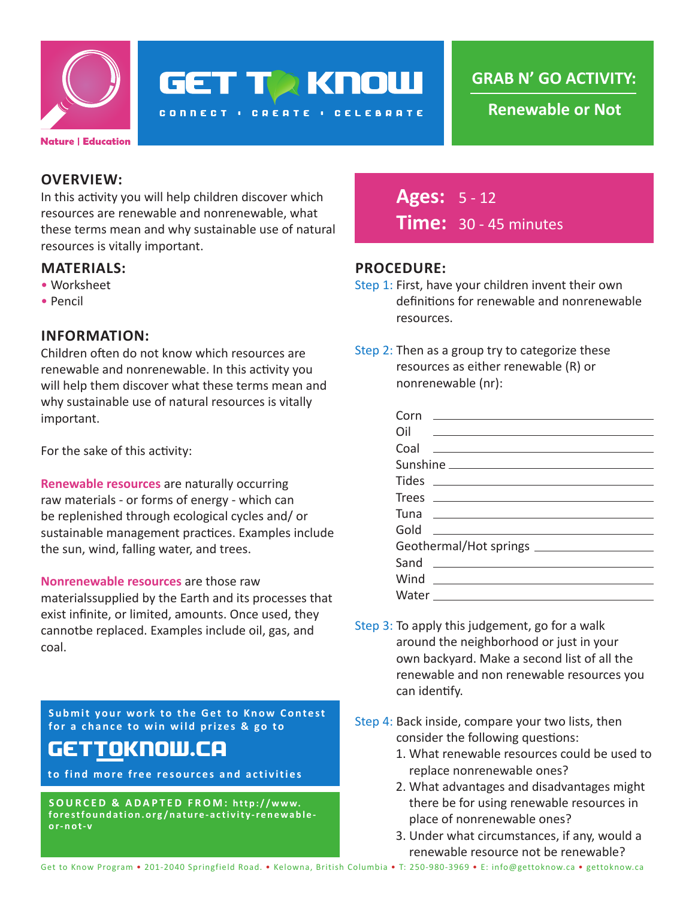GET TO KNOW

CONNECT • CREATE • CELEBRATE

Nature | Education

## GRAB N' GO ACTIVITY:

**Renewable or Not**

## OVERVIEW:

In this activity you will help children discover which resources are renewable and nonrenewable, what these terms mean and why sustainable use of natural resources is vitally important.

## MATERIALS:

- Worksheet
- Pencil

## INFORMATION:

Children often do not know which resources are renewable and nonrenewable. In this activity you will help them discover what these terms mean and why sustainable use of natural resources is vitally important.

For the sake of this activity:

**Renewable resources** are naturally occurring raw materials - or forms of energy - which can be replenished through ecological cycles and/ or sustainable management practices. Examples include the sun, wind, falling water, and trees.

**Nonrenewable resources** are those raw materialssupplied by the Earth and its processes that exist infinite, or limited, amounts. Once used, they cannotbe replaced. Examples include oil, gas, and coal.

**Submit your work to the Get to Know Contest for a chance to win wild prizes & go to**

**GETTOKNOW.CA**

**to find more free resources and activities**

**SOURCED & ADAPTED FROM: http://www.forestfoundation.org/nature-activity-renewable-or-not-v**

**Ages:** 5 - 12

**Time:** 30 - 45 minutes

## PROCEDURE:

Step 1: First, have your children invent their own definitions for renewable and nonrenewable resources.

Step 2: Then as a group try to categorize these resources as either renewable (R) or nonrenewable (nr):

Corn ____________________

Oil ____________________

Coal ____________________

Sunshine ____________________

Tides ____________________

Trees ____________________

Tuna ____________________

Gold ____________________

Geothermal/Hot springs ____________________

Sand ____________________

Wind ____________________

Water ____________________

Step 3: To apply this judgement, go for a walk around the neighborhood or just in your own backyard. Make a second list of all the renewable and non renewable resources you can identify.

Step 4: Back inside, compare your two lists, then consider the following questions:

1. What renewable resources could be used to replace nonrenewable ones?
2. What advantages and disadvantages might there be for using renewable resources in place of nonrenewable ones?
3. Under what circumstances, if any, would a renewable resource not be renewable?

Get to Know Program • 201-2040 Springfield Road. • Kelowna, British Columbia • T: 250-980-3969 • E: info@gettoknow.ca • gettoknow.ca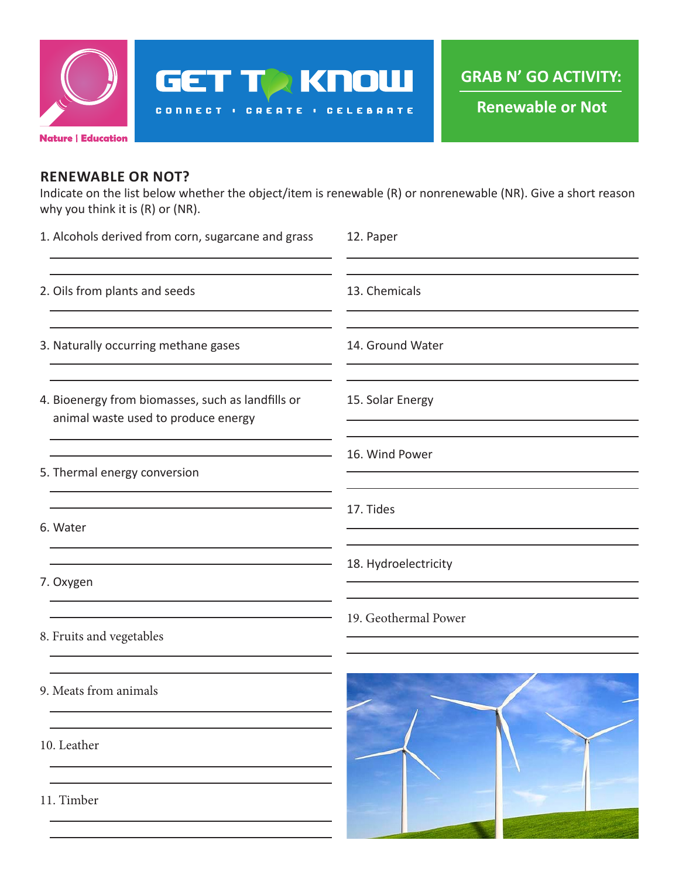GET TO KNOW

CONNECT • CREATE • CELEBRATE

Nature | Education

**GRAB N' GO ACTIVITY:**

**Renewable or Not**

## RENEWABLE OR NOT?

Indicate on the list below whether the object/item is renewable (R) or nonrenewable (NR). Give a short reason why you think it is (R) or (NR).

1. Alcohols derived from corn, sugarcane and grass
2. Oils from plants and seeds
3. Naturally occurring methane gases
4. Bioenergy from biomasses, such as landfills or animal waste used to produce energy
5. Thermal energy conversion
6. Water
7. Oxygen
8. Fruits and vegetables
9. Meats from animals
10. Leather
11. Timber
12. Paper
13. Chemicals
14. Ground Water
15. Solar Energy
16. Wind Power
17. Tides
18. Hydroelectricity
19. Geothermal Power